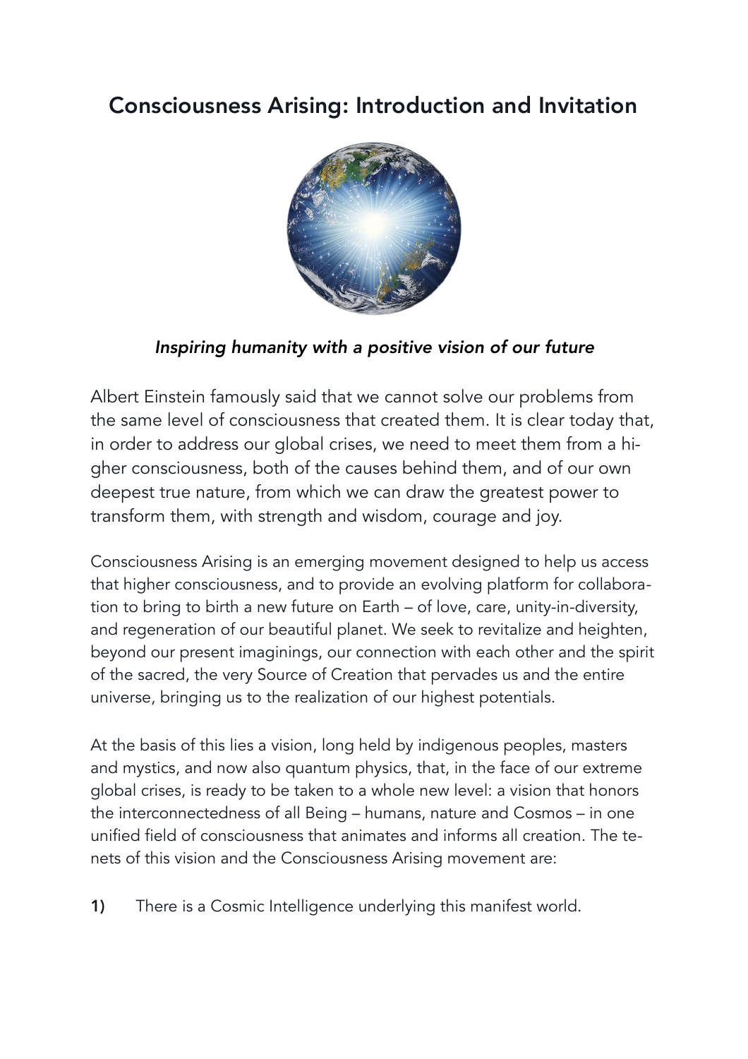# Consciousness Arising: Introduction and Invitation

*Inspiring humanity with a positive vision of our future*

Albert Einstein famously said that we cannot solve our problems from the same level of consciousness that created them. It is clear today that, in order to address our global crises, we need to meet them from a higher consciousness, both of the causes behind them, and of our own deepest true nature, from which we can draw the greatest power to transform them, with strength and wisdom, courage and joy.

Consciousness Arising is an emerging movement designed to help us access that higher consciousness, and to provide an evolving platform for collaboration to bring to birth a new future on Earth – of love, care, unity-in-diversity, and regeneration of our beautiful planet. We seek to revitalize and heighten, beyond our present imaginings, our connection with each other and the spirit of the sacred, the very Source of Creation that pervades us and the entire universe, bringing us to the realization of our highest potentials.

At the basis of this lies a vision, long held by indigenous peoples, masters and mystics, and now also quantum physics, that, in the face of our extreme global crises, is ready to be taken to a whole new level: a vision that honors the interconnectedness of all Being – humans, nature and Cosmos – in one unified field of consciousness that animates and informs all creation. The tenets of this vision and the Consciousness Arising movement are:

**1)** There is a Cosmic Intelligence underlying this manifest world.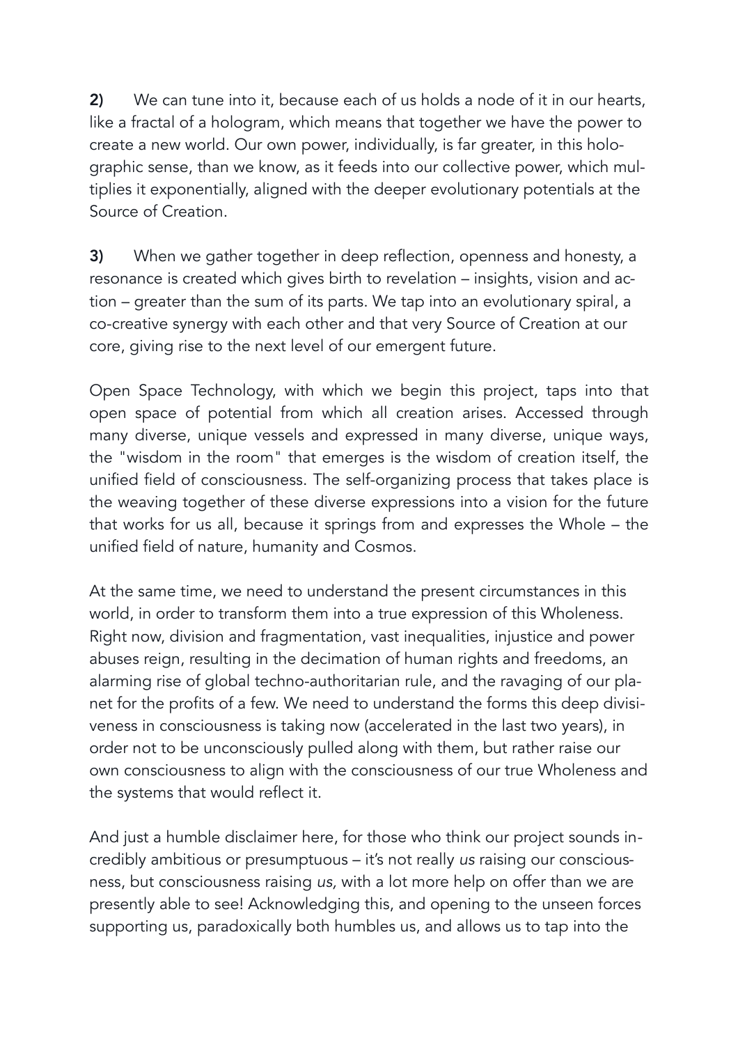**2)** We can tune into it, because each of us holds a node of it in our hearts, like a fractal of a hologram, which means that together we have the power to create a new world. Our own power, individually, is far greater, in this holographic sense, than we know, as it feeds into our collective power, which multiplies it exponentially, aligned with the deeper evolutionary potentials at the Source of Creation.

**3)** When we gather together in deep reflection, openness and honesty, a resonance is created which gives birth to revelation – insights, vision and action – greater than the sum of its parts. We tap into an evolutionary spiral, a co-creative synergy with each other and that very Source of Creation at our core, giving rise to the next level of our emergent future.

Open Space Technology, with which we begin this project, taps into that open space of potential from which all creation arises. Accessed through many diverse, unique vessels and expressed in many diverse, unique ways, the "wisdom in the room" that emerges is the wisdom of creation itself, the unified field of consciousness. The self-organizing process that takes place is the weaving together of these diverse expressions into a vision for the future that works for us all, because it springs from and expresses the Whole – the unified field of nature, humanity and Cosmos.

At the same time, we need to understand the present circumstances in this world, in order to transform them into a true expression of this Wholeness. Right now, division and fragmentation, vast inequalities, injustice and power abuses reign, resulting in the decimation of human rights and freedoms, an alarming rise of global techno-authoritarian rule, and the ravaging of our planet for the profits of a few. We need to understand the forms this deep divisiveness in consciousness is taking now (accelerated in the last two years), in order not to be unconsciously pulled along with them, but rather raise our own consciousness to align with the consciousness of our true Wholeness and the systems that would reflect it.

And just a humble disclaimer here, for those who think our project sounds incredibly ambitious or presumptuous – it's not really *us* raising our consciousness, but consciousness raising *us,* with a lot more help on offer than we are presently able to see! Acknowledging this, and opening to the unseen forces supporting us, paradoxically both humbles us, and allows us to tap into the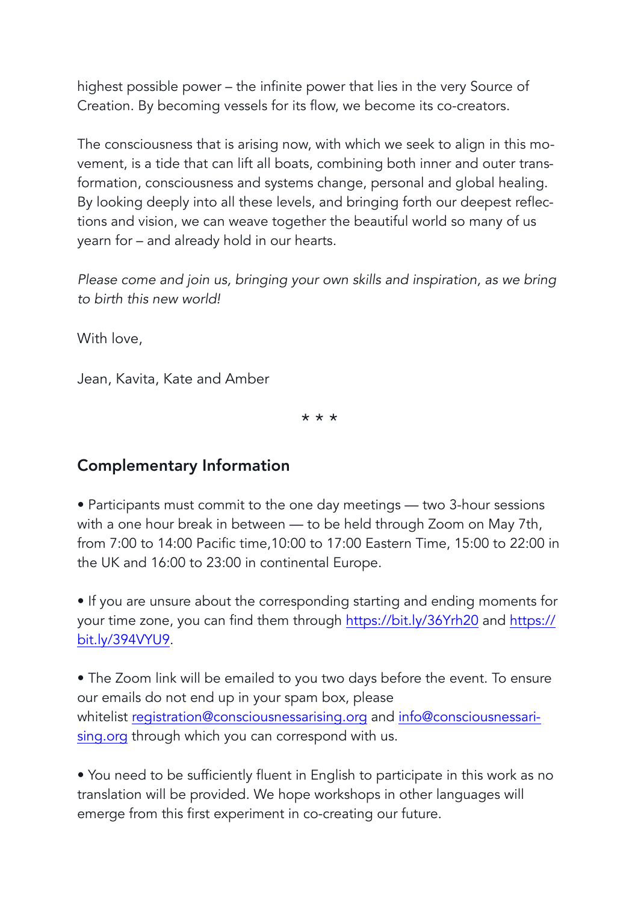highest possible power – the infinite power that lies in the very Source of Creation. By becoming vessels for its flow, we become its co-creators.

The consciousness that is arising now, with which we seek to align in this movement, is a tide that can lift all boats, combining both inner and outer transformation, consciousness and systems change, personal and global healing. By looking deeply into all these levels, and bringing forth our deepest reflections and vision, we can weave together the beautiful world so many of us yearn for – and already hold in our hearts.

*Please come and join us, bringing your own skills and inspiration, as we bring to birth this new world!*

With love,

Jean, Kavita, Kate and Amber

\* \* \*

## Complementary Information

• Participants must commit to the one day meetings — two 3-hour sessions with a one hour break in between — to be held through Zoom on May 7th, from 7:00 to 14:00 Pacific time,10:00 to 17:00 Eastern Time, 15:00 to 22:00 in the UK and 16:00 to 23:00 in continental Europe.

• If you are unsure about the corresponding starting and ending moments for your time zone, you can find them through [https://bit.ly/36Yrh20](https://bit.ly/36Yrh20) and [https://bit.ly/394VYU9](https://bit.ly/394VYU9).

• The Zoom link will be emailed to you two days before the event. To ensure our emails do not end up in your spam box, please whitelist [registration@consciousnessarising.org](mailto:registration@consciousnessarising.org) and [info@consciousnessarising.org](mailto:info@consciousnessarising.org) through which you can correspond with us.

• You need to be sufficiently fluent in English to participate in this work as no translation will be provided. We hope workshops in other languages will emerge from this first experiment in co-creating our future.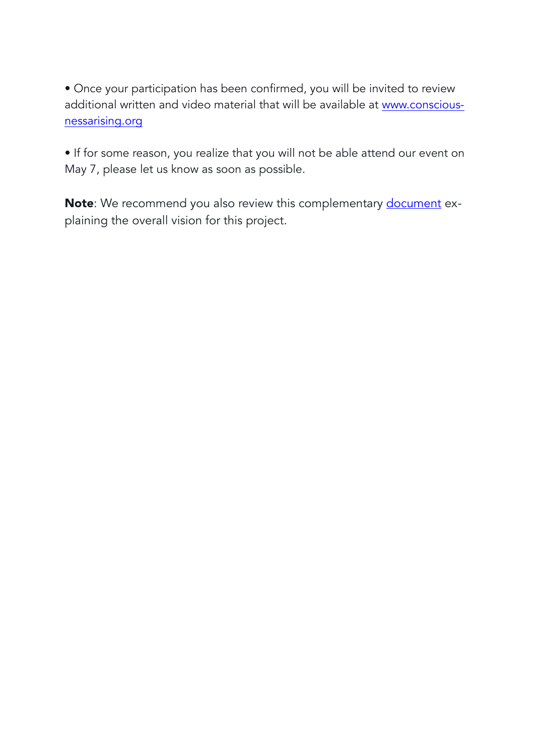• Once your participation has been confirmed, you will be invited to review additional written and video material that will be available at www.consciousnessarising.org

• If for some reason, you realize that you will not be able attend our event on May 7, please let us know as soon as possible.

**Note**: We recommend you also review this complementary document explaining the overall vision for this project.